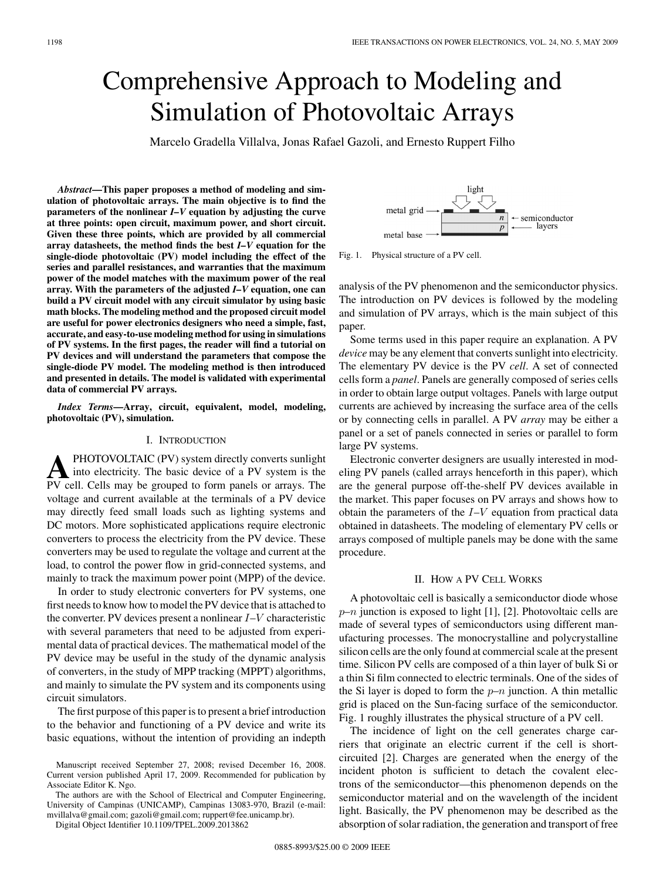# Comprehensive Approach to Modeling and Simulation of Photovoltaic Arrays

Marcelo Gradella Villalva, Jonas Rafael Gazoli, and Ernesto Ruppert Filho

***Abstract*—This paper proposes a method of modeling and simulation of photovoltaic arrays. The main objective is to find the parameters of the nonlinear *I–V* equation by adjusting the curve at three points: open circuit, maximum power, and short circuit. Given these three points, which are provided by all commercial array datasheets, the method finds the best *I–V* equation for the single-diode photovoltaic (PV) model including the effect of the series and parallel resistances, and warranties that the maximum power of the model matches with the maximum power of the real array. With the parameters of the adjusted *I–V* equation, one can build a PV circuit model with any circuit simulator by using basic math blocks. The modeling method and the proposed circuit model are useful for power electronics designers who need a simple, fast, accurate, and easy-to-use modeling method for using in simulations of PV systems. In the first pages, the reader will find a tutorial on PV devices and will understand the parameters that compose the single-diode PV model. The modeling method is then introduced and presented in details. The model is validated with experimental data of commercial PV arrays.**

***Index Terms*—Array, circuit, equivalent, model, modeling, photovoltaic (PV), simulation.**

## I. Introduction

A photovoltaic (PV) system directly converts sunlight into electricity. The basic device of a PV system is the PV cell. Cells may be grouped to form panels or arrays. The voltage and current available at the terminals of a PV device may directly feed small loads such as lighting systems and DC motors. More sophisticated applications require electronic converters to process the electricity from the PV device. These converters may be used to regulate the voltage and current at the load, to control the power flow in grid-connected systems, and mainly to track the maximum power point (MPP) of the device.

In order to study electronic converters for PV systems, one first needs to know how to model the PV device that is attached to the converter. PV devices present a nonlinear $I$–$V$ characteristic with several parameters that need to be adjusted from experimental data of practical devices. The mathematical model of the PV device may be useful in the study of the dynamic analysis of converters, in the study of MPP tracking (MPPT) algorithms, and mainly to simulate the PV system and its components using circuit simulators.

The first purpose of this paper is to present a brief introduction to the behavior and functioning of a PV device and write its basic equations, without the intention of providing an indepth analysis of the PV phenomenon and the semiconductor physics. The introduction on PV devices is followed by the modeling and simulation of PV arrays, which is the main subject of this paper.

Some terms used in this paper require an explanation. A PV *device* may be any element that converts sunlight into electricity. The elementary PV device is the PV *cell*. A set of connected cells form a *panel*. Panels are generally composed of series cells in order to obtain large output voltages. Panels with large output currents are achieved by increasing the surface area of the cells or by connecting cells in parallel. A PV *array* may be either a panel or a set of panels connected in series or parallel to form large PV systems.

Electronic converter designers are usually interested in modeling PV panels (called arrays henceforth in this paper), which are the general purpose off-the-shelf PV devices available in the market. This paper focuses on PV arrays and shows how to obtain the parameters of the $I$–$V$ equation from practical data obtained in datasheets. The modeling of elementary PV cells or arrays composed of multiple panels may be done with the same procedure.

Fig. 1. Physical structure of a PV cell.

## II. How a PV Cell Works

A photovoltaic cell is basically a semiconductor diode whose $p$–$n$ junction is exposed to light [1], [2]. Photovoltaic cells are made of several types of semiconductors using different manufacturing processes. The monocrystalline and polycrystalline silicon cells are the only found at commercial scale at the present time. Silicon PV cells are composed of a thin layer of bulk Si or a thin Si film connected to electric terminals. One of the sides of the Si layer is doped to form the $p$–$n$ junction. A thin metallic grid is placed on the Sun-facing surface of the semiconductor. Fig. 1 roughly illustrates the physical structure of a PV cell.

The incidence of light on the cell generates charge carriers that originate an electric current if the cell is short-circuited [2]. Charges are generated when the energy of the incident photon is sufficient to detach the covalent electrons of the semiconductor—this phenomenon depends on the semiconductor material and on the wavelength of the incident light. Basically, the PV phenomenon may be described as the absorption of solar radiation, the generation and transport of free

Manuscript received September 27, 2008; revised December 16, 2008. Current version published April 17, 2009. Recommended for publication by Associate Editor K. Ngo.

The authors are with the School of Electrical and Computer Engineering, University of Campinas (UNICAMP), Campinas 13083-970, Brazil (e-mail: mvillalva@gmail.com; gazoli@gmail.com; ruppert@fee.unicamp.br).

Digital Object Identifier 10.1109/TPEL.2009.2013862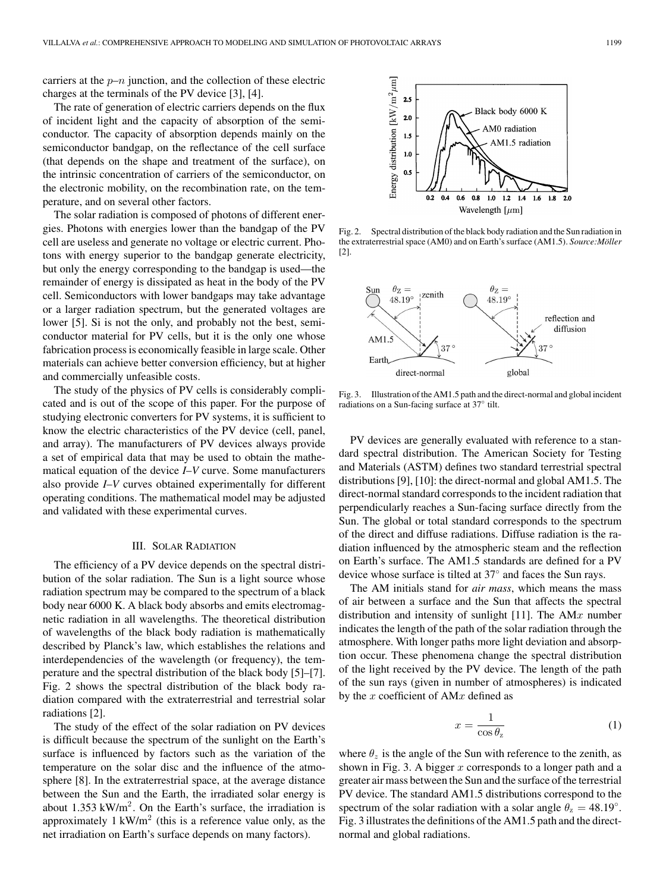carriers at the $p$–$n$ junction, and the collection of these electric charges at the terminals of the PV device [3], [4].

The rate of generation of electric carriers depends on the flux of incident light and the capacity of absorption of the semiconductor. The capacity of absorption depends mainly on the semiconductor bandgap, on the reflectance of the cell surface (that depends on the shape and treatment of the surface), on the intrinsic concentration of carriers of the semiconductor, on the electronic mobility, on the recombination rate, on the temperature, and on several other factors.

The solar radiation is composed of photons of different energies. Photons with energies lower than the bandgap of the PV cell are useless and generate no voltage or electric current. Photons with energy superior to the bandgap generate electricity, but only the energy corresponding to the bandgap is used—the remainder of energy is dissipated as heat in the body of the PV cell. Semiconductors with lower bandgaps may take advantage or a larger radiation spectrum, but the generated voltages are lower [5]. Si is not the only, and probably not the best, semiconductor material for PV cells, but it is the only one whose fabrication process is economically feasible in large scale. Other materials can achieve better conversion efficiency, but at higher and commercially unfeasible costs.

The study of the physics of PV cells is considerably complicated and is out of the scope of this paper. For the purpose of studying electronic converters for PV systems, it is sufficient to know the electric characteristics of the PV device (cell, panel, and array). The manufacturers of PV devices always provide a set of empirical data that may be used to obtain the mathematical equation of the device *I*–*V* curve. Some manufacturers also provide *I*–*V* curves obtained experimentally for different operating conditions. The mathematical model may be adjusted and validated with these experimental curves.

## III. Solar Radiation

The efficiency of a PV device depends on the spectral distribution of the solar radiation. The Sun is a light source whose radiation spectrum may be compared to the spectrum of a black body near 6000 K. A black body absorbs and emits electromagnetic radiation in all wavelengths. The theoretical distribution of wavelengths of the black body radiation is mathematically described by Planck's law, which establishes the relations and interdependencies of the wavelength (or frequency), the temperature and the spectral distribution of the black body [5]–[7]. Fig. 2 shows the spectral distribution of the black body radiation compared with the extraterrestrial and terrestrial solar radiations [2].

The study of the effect of the solar radiation on PV devices is difficult because the spectrum of the sunlight on the Earth's surface is influenced by factors such as the variation of the temperature on the solar disc and the influence of the atmosphere [8]. In the extraterrestrial space, at the average distance between the Sun and the Earth, the irradiated solar energy is about 1.353 kW/m$^2$. On the Earth's surface, the irradiation is approximately 1 kW/m$^2$ (this is a reference value only, as the net irradiation on Earth's surface depends on many factors).

Fig. 2. Spectral distribution of the black body radiation and the Sun radiation in the extraterrestrial space (AM0) and on Earth's surface (AM1.5). *Source:Möller* [2].

Fig. 3. Illustration of the AM1.5 path and the direct-normal and global incident radiations on a Sun-facing surface at 37° tilt.

PV devices are generally evaluated with reference to a standard spectral distribution. The American Society for Testing and Materials (ASTM) defines two standard terrestrial spectral distributions [9], [10]: the direct-normal and global AM1.5. The direct-normal standard corresponds to the incident radiation that perpendicularly reaches a Sun-facing surface directly from the Sun. The global or total standard corresponds to the spectrum of the direct and diffuse radiations. Diffuse radiation is the radiation influenced by the atmospheric steam and the reflection on Earth's surface. The AM1.5 standards are defined for a PV device whose surface is tilted at 37° and faces the Sun rays.

The AM initials stand for *air mass*, which means the mass of air between a surface and the Sun that affects the spectral distribution and intensity of sunlight [11]. The AM$x$ number indicates the length of the path of the solar radiation through the atmosphere. With longer paths more light deviation and absorption occur. These phenomena change the spectral distribution of the light received by the PV device. The length of the path of the sun rays (given in number of atmospheres) is indicated by the $x$ coefficient of AM$x$ defined as

$$x = \frac{1}{\cos \theta_{\mathrm{z}}} \tag{1}$$

where $\theta_z$ is the angle of the Sun with reference to the zenith, as shown in Fig. 3. A bigger $x$ corresponds to a longer path and a greater air mass between the Sun and the surface of the terrestrial PV device. The standard AM1.5 distributions correspond to the spectrum of the solar radiation with a solar angle $\theta_{\mathrm{z}} = 48.19°$. Fig. 3 illustrates the definitions of the AM1.5 path and the direct-normal and global radiations.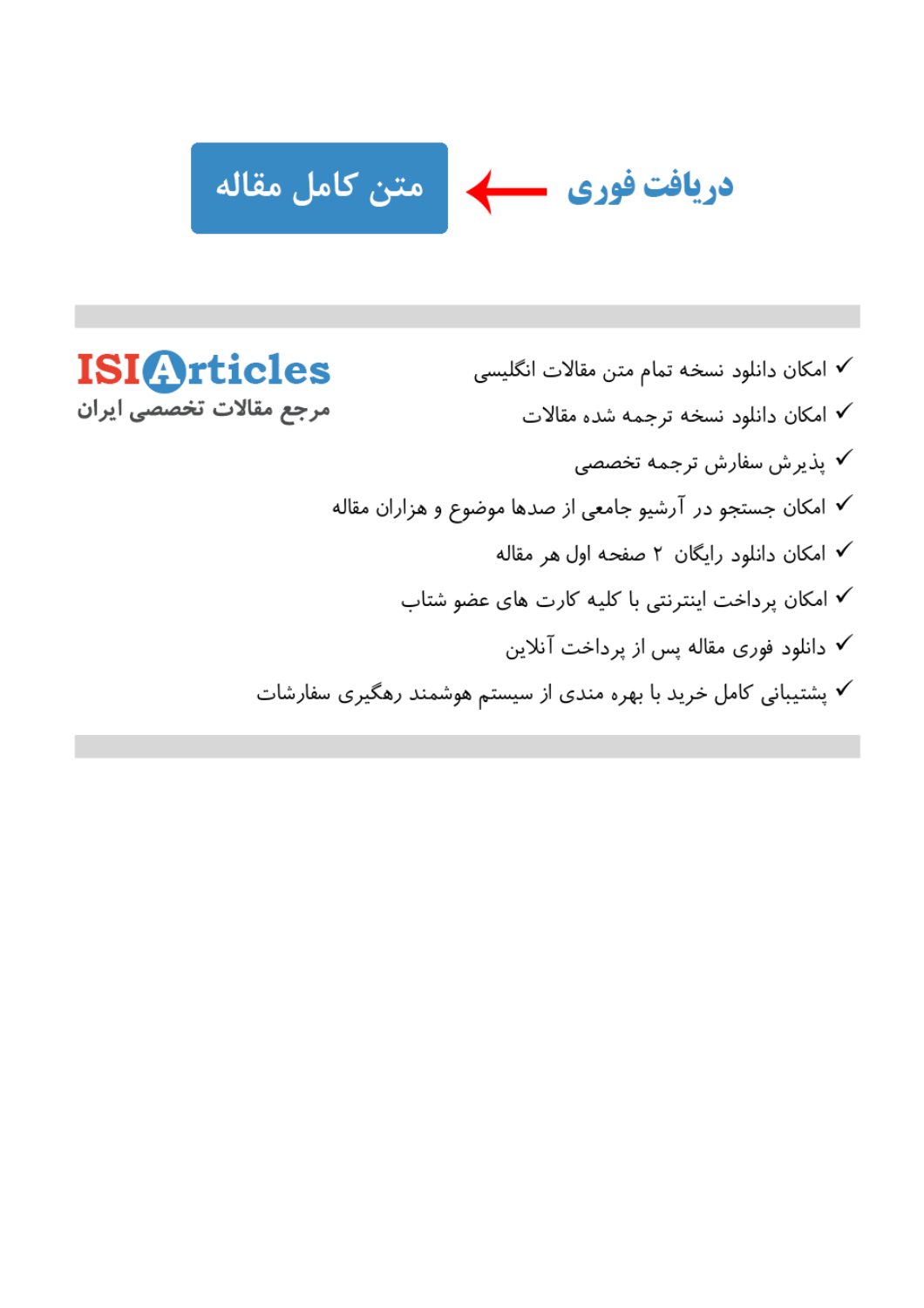دریافت فوری ← **متن کامل مقاله**

**ISIArticles**
مرجع مقالات تخصصی ایران

- ✓ امکان دانلود نسخه تمام متن مقالات انگلیسی
- ✓ امکان دانلود نسخه ترجمه شده مقالات
- ✓ پذیرش سفارش ترجمه تخصصی
- ✓ امکان جستجو در آرشیو جامعی از صدها موضوع و هزاران مقاله
- ✓ امکان دانلود رایگان ۲ صفحه اول هر مقاله
- ✓ امکان پرداخت اینترنتی با کلیه کارت های عضو شتاب
- ✓ دانلود فوری مقاله پس از پرداخت آنلاین
- ✓ پشتیبانی کامل خرید با بهره مندی از سیستم هوشمند رهگیری سفارشات